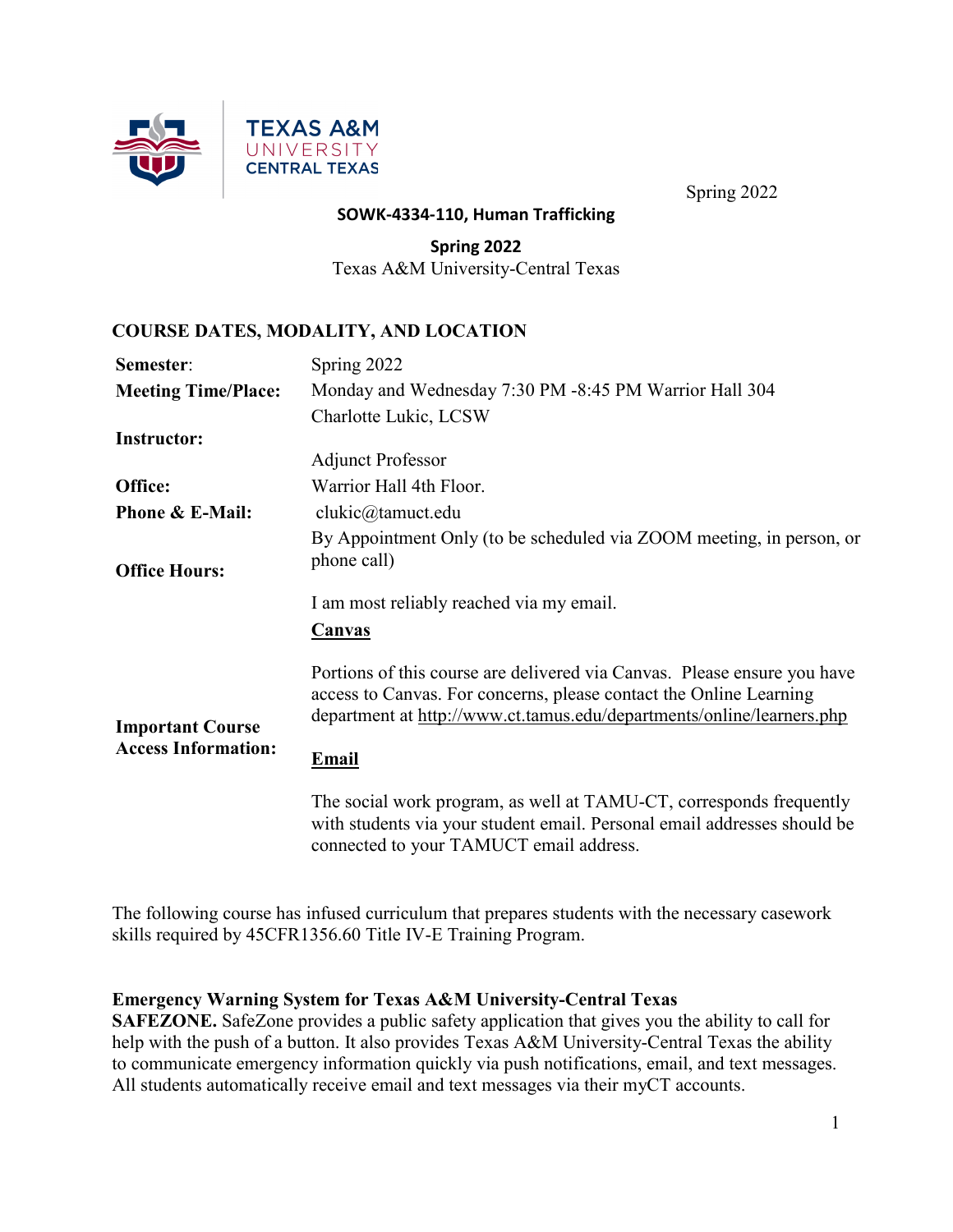TEXAS A&M UNIVERSITY CENTRAL TEXAS

Spring 2022

**SOWK-4334-110, Human Trafficking**

**Spring 2022**

Texas A&M University-Central Texas

## COURSE DATES, MODALITY, AND LOCATION

| | |
|---|---|
| **Semester**: | Spring 2022 |
| **Meeting Time/Place:** | Monday and Wednesday 7:30 PM -8:45 PM Warrior Hall 304 |
| **Instructor:** | Charlotte Lukic, LCSW<br>Adjunct Professor |
| **Office:** | Warrior Hall 4th Floor. |
| **Phone & E-Mail:** | clukic@tamuct.edu |
| **Office Hours:** | By Appointment Only (to be scheduled via ZOOM meeting, in person, or phone call)<br><br>I am most reliably reached via my email. |
| **Important Course Access Information:** | **Canvas**<br><br>Portions of this course are delivered via Canvas. Please ensure you have access to Canvas. For concerns, please contact the Online Learning department at http://www.ct.tamus.edu/departments/online/learners.php<br><br>**Email**<br><br>The social work program, as well at TAMU-CT, corresponds frequently with students via your student email. Personal email addresses should be connected to your TAMUCT email address. |

The following course has infused curriculum that prepares students with the necessary casework skills required by 45CFR1356.60 Title IV-E Training Program.

**Emergency Warning System for Texas A&M University-Central Texas**

**SAFEZONE.** SafeZone provides a public safety application that gives you the ability to call for help with the push of a button. It also provides Texas A&M University-Central Texas the ability to communicate emergency information quickly via push notifications, email, and text messages. All students automatically receive email and text messages via their myCT accounts.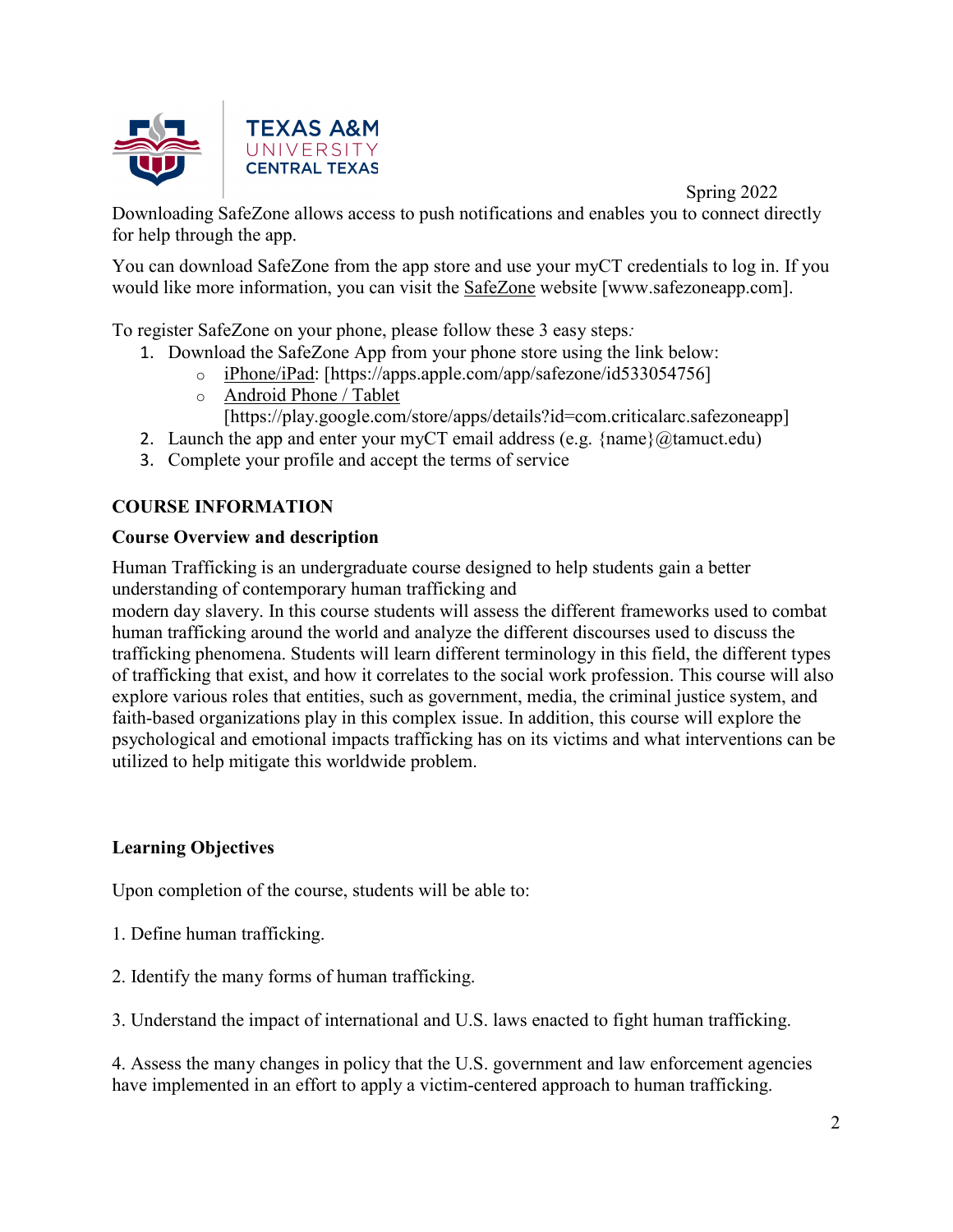Downloading SafeZone allows access to push notifications and enables you to connect directly for help through the app.

You can download SafeZone from the app store and use your myCT credentials to log in. If you would like more information, you can visit the SafeZone website [www.safezoneapp.com].

To register SafeZone on your phone, please follow these 3 easy steps:

1. Download the SafeZone App from your phone store using the link below:
   - iPhone/iPad: [https://apps.apple.com/app/safezone/id533054756]
   - Android Phone / Tablet [https://play.google.com/store/apps/details?id=com.criticalarc.safezoneapp]
2. Launch the app and enter your myCT email address (e.g. {name}@tamuct.edu)
3. Complete your profile and accept the terms of service

## COURSE INFORMATION

### Course Overview and description

Human Trafficking is an undergraduate course designed to help students gain a better understanding of contemporary human trafficking and modern day slavery. In this course students will assess the different frameworks used to combat human trafficking around the world and analyze the different discourses used to discuss the trafficking phenomena. Students will learn different terminology in this field, the different types of trafficking that exist, and how it correlates to the social work profession. This course will also explore various roles that entities, such as government, media, the criminal justice system, and faith-based organizations play in this complex issue. In addition, this course will explore the psychological and emotional impacts trafficking has on its victims and what interventions can be utilized to help mitigate this worldwide problem.

### Learning Objectives

Upon completion of the course, students will be able to:

1. Define human trafficking.

2. Identify the many forms of human trafficking.

3. Understand the impact of international and U.S. laws enacted to fight human trafficking.

4. Assess the many changes in policy that the U.S. government and law enforcement agencies have implemented in an effort to apply a victim-centered approach to human trafficking.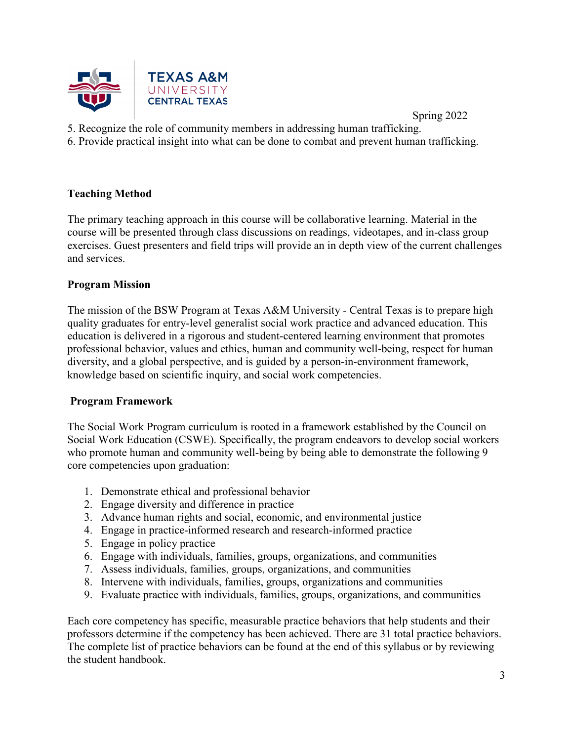5. Recognize the role of community members in addressing human trafficking.
6. Provide practical insight into what can be done to combat and prevent human trafficking.

**Teaching Method**

The primary teaching approach in this course will be collaborative learning. Material in the course will be presented through class discussions on readings, videotapes, and in-class group exercises. Guest presenters and field trips will provide an in depth view of the current challenges and services.

**Program Mission**

The mission of the BSW Program at Texas A&M University - Central Texas is to prepare high quality graduates for entry-level generalist social work practice and advanced education. This education is delivered in a rigorous and student-centered learning environment that promotes professional behavior, values and ethics, human and community well-being, respect for human diversity, and a global perspective, and is guided by a person-in-environment framework, knowledge based on scientific inquiry, and social work competencies.

**Program Framework**

The Social Work Program curriculum is rooted in a framework established by the Council on Social Work Education (CSWE). Specifically, the program endeavors to develop social workers who promote human and community well-being by being able to demonstrate the following 9 core competencies upon graduation:

1. Demonstrate ethical and professional behavior
2. Engage diversity and difference in practice
3. Advance human rights and social, economic, and environmental justice
4. Engage in practice-informed research and research-informed practice
5. Engage in policy practice
6. Engage with individuals, families, groups, organizations, and communities
7. Assess individuals, families, groups, organizations, and communities
8. Intervene with individuals, families, groups, organizations and communities
9. Evaluate practice with individuals, families, groups, organizations, and communities

Each core competency has specific, measurable practice behaviors that help students and their professors determine if the competency has been achieved. There are 31 total practice behaviors. The complete list of practice behaviors can be found at the end of this syllabus or by reviewing the student handbook.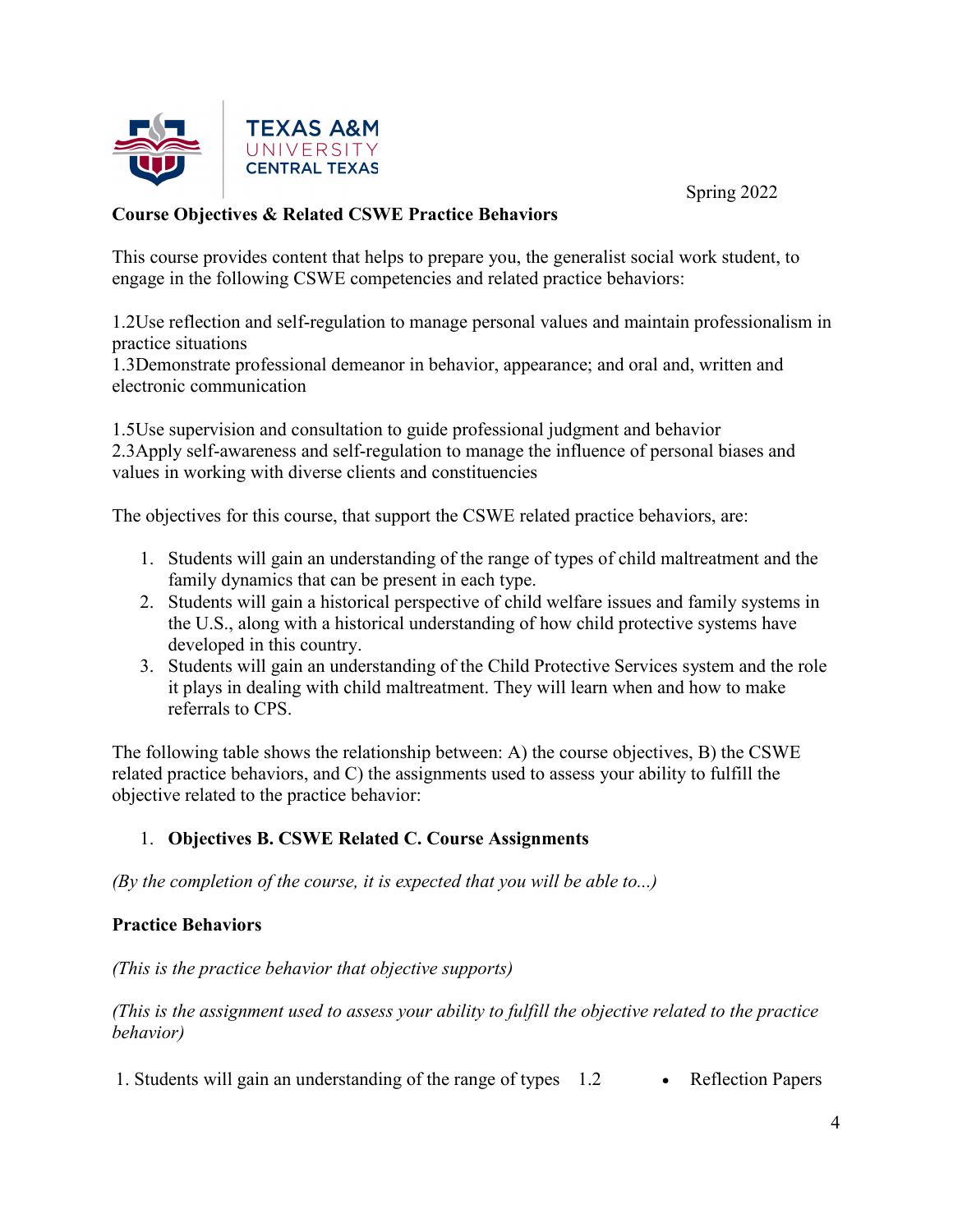Spring 2022

**Course Objectives & Related CSWE Practice Behaviors**

This course provides content that helps to prepare you, the generalist social work student, to engage in the following CSWE competencies and related practice behaviors:

1.2Use reflection and self-regulation to manage personal values and maintain professionalism in practice situations
1.3Demonstrate professional demeanor in behavior, appearance; and oral and, written and electronic communication

1.5Use supervision and consultation to guide professional judgment and behavior
2.3Apply self-awareness and self-regulation to manage the influence of personal biases and values in working with diverse clients and constituencies

The objectives for this course, that support the CSWE related practice behaviors, are:

1. Students will gain an understanding of the range of types of child maltreatment and the family dynamics that can be present in each type.
2. Students will gain a historical perspective of child welfare issues and family systems in the U.S., along with a historical understanding of how child protective systems have developed in this country.
3. Students will gain an understanding of the Child Protective Services system and the role it plays in dealing with child maltreatment. They will learn when and how to make referrals to CPS.

The following table shows the relationship between: A) the course objectives, B) the CSWE related practice behaviors, and C) the assignments used to assess your ability to fulfill the objective related to the practice behavior:

1. **Objectives B. CSWE Related C. Course Assignments**

*(By the completion of the course, it is expected that you will be able to...)*

**Practice Behaviors**

*(This is the practice behavior that objective supports)*

*(This is the assignment used to assess your ability to fulfill the objective related to the practice behavior)*

| | | |
|---|---|---|
| 1. Students will gain an understanding of the range of types | 1.2 | • Reflection Papers |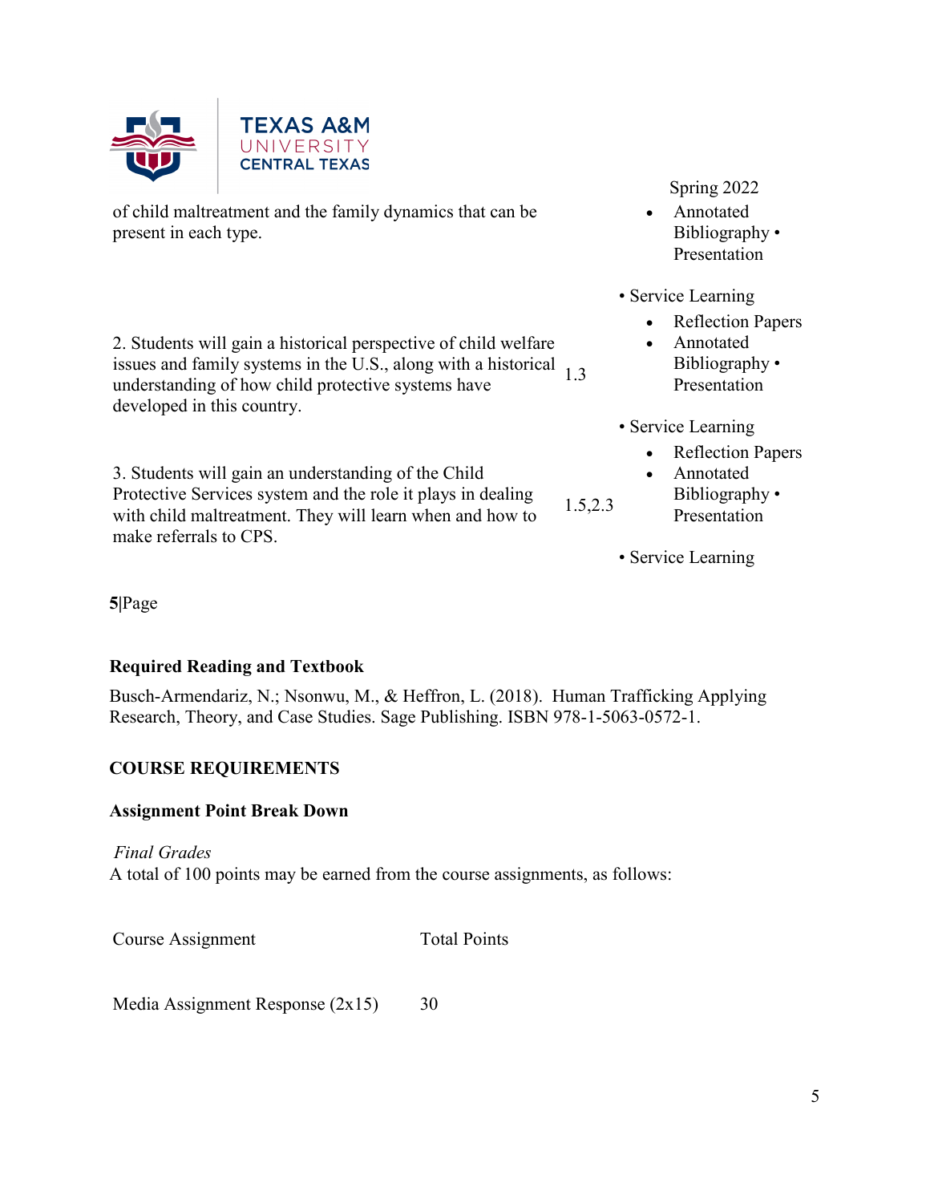| | | |
|---|---|---|
| of child maltreatment and the family dynamics that can be present in each type. | | • Annotated Bibliography • Presentation<br>• Service Learning |
| 2. Students will gain a historical perspective of child welfare issues and family systems in the U.S., along with a historical understanding of how child protective systems have developed in this country. | 1.3 | • Reflection Papers<br>• Annotated Bibliography • Presentation<br>• Service Learning |
| 3. Students will gain an understanding of the Child Protective Services system and the role it plays in dealing with child maltreatment. They will learn when and how to make referrals to CPS. | 1.5,2.3 | • Reflection Papers<br>• Annotated Bibliography • Presentation<br>• Service Learning |

**5**|Page

**Required Reading and Textbook**

Busch-Armendariz, N.; Nsonwu, M., & Heffron, L. (2018). Human Trafficking Applying Research, Theory, and Case Studies. Sage Publishing. ISBN 978-1-5063-0572-1.

**COURSE REQUIREMENTS**

**Assignment Point Break Down**

*Final Grades*
A total of 100 points may be earned from the course assignments, as follows:

| Course Assignment | Total Points |
|---|---|
| Media Assignment Response (2x15) | 30 |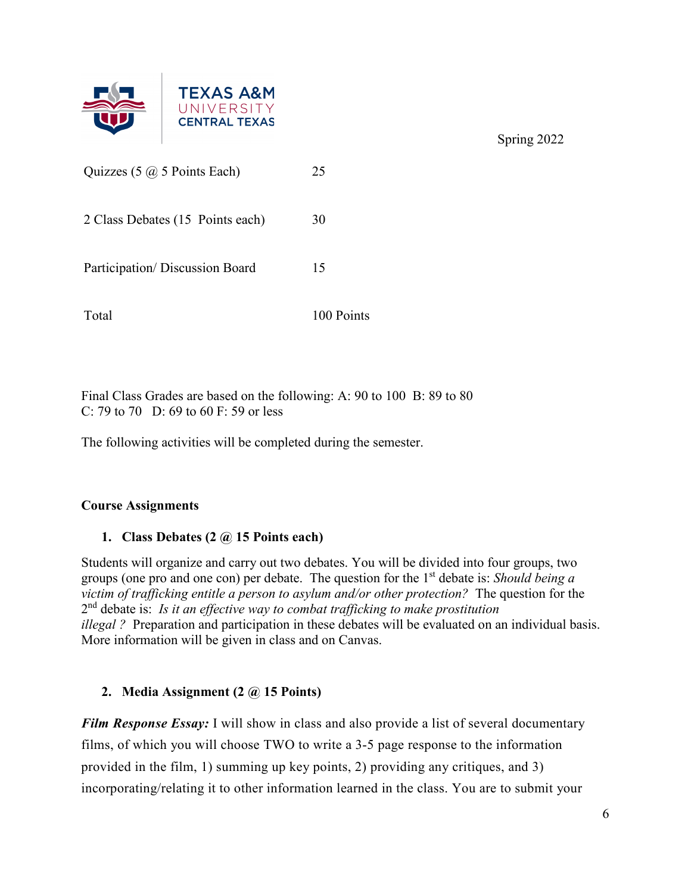Spring 2022

| | |
|---|---|
| Quizzes (5 @ 5 Points Each) | 25 |
| 2 Class Debates (15 Points each) | 30 |
| Participation/ Discussion Board | 15 |
| Total | 100 Points |

Final Class Grades are based on the following: A: 90 to 100 B: 89 to 80
C: 79 to 70 D: 69 to 60 F: 59 or less

The following activities will be completed during the semester.

**Course Assignments**

1. **Class Debates (2 @ 15 Points each)**

Students will organize and carry out two debates. You will be divided into four groups, two groups (one pro and one con) per debate. The question for the 1st debate is: *Should being a victim of trafficking entitle a person to asylum and/or other protection?* The question for the 2nd debate is: *Is it an effective way to combat trafficking to make prostitution illegal ?* Preparation and participation in these debates will be evaluated on an individual basis. More information will be given in class and on Canvas.

2. **Media Assignment (2 @ 15 Points)**

***Film Response Essay:*** I will show in class and also provide a list of several documentary films, of which you will choose TWO to write a 3-5 page response to the information provided in the film, 1) summing up key points, 2) providing any critiques, and 3) incorporating/relating it to other information learned in the class. You are to submit your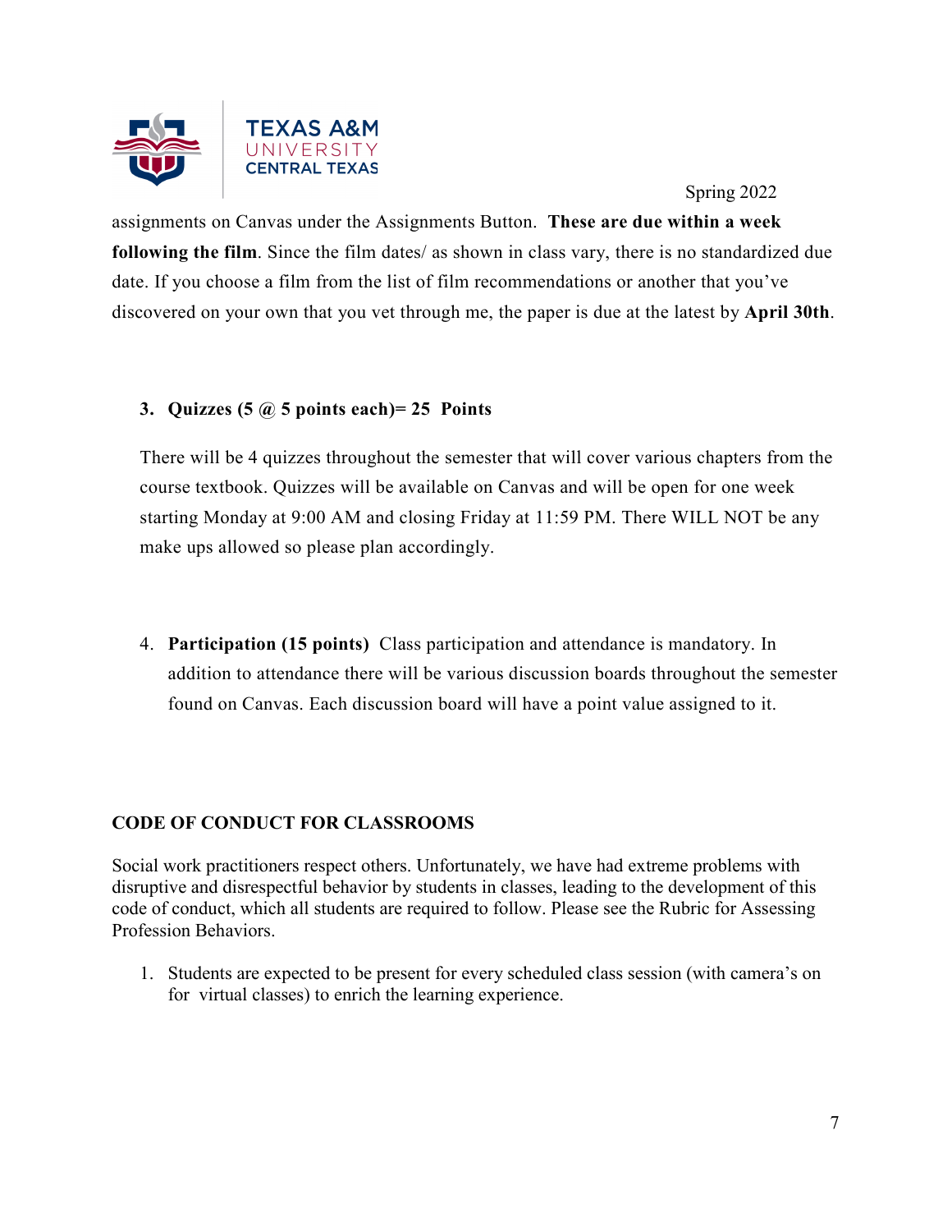assignments on Canvas under the Assignments Button. **These are due within a week following the film**. Since the film dates/ as shown in class vary, there is no standardized due date. If you choose a film from the list of film recommendations or another that you've discovered on your own that you vet through me, the paper is due at the latest by **April 30th**.

3. **Quizzes (5 @ 5 points each)= 25 Points**

   There will be 4 quizzes throughout the semester that will cover various chapters from the course textbook. Quizzes will be available on Canvas and will be open for one week starting Monday at 9:00 AM and closing Friday at 11:59 PM. There WILL NOT be any make ups allowed so please plan accordingly.

4. **Participation (15 points)** Class participation and attendance is mandatory. In addition to attendance there will be various discussion boards throughout the semester found on Canvas. Each discussion board will have a point value assigned to it.

**CODE OF CONDUCT FOR CLASSROOMS**

Social work practitioners respect others. Unfortunately, we have had extreme problems with disruptive and disrespectful behavior by students in classes, leading to the development of this code of conduct, which all students are required to follow. Please see the Rubric for Assessing Profession Behaviors.

1. Students are expected to be present for every scheduled class session (with camera's on for virtual classes) to enrich the learning experience.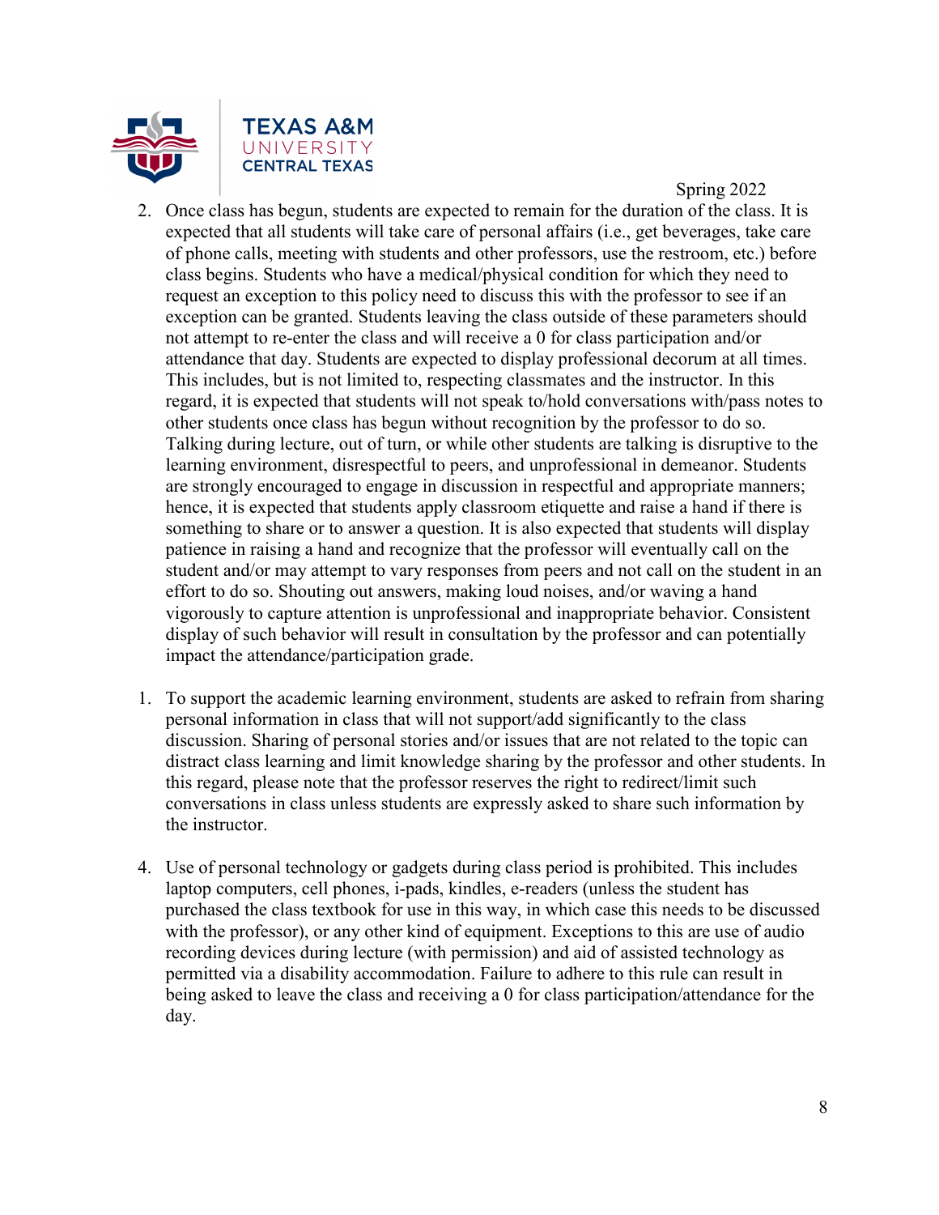2. Once class has begun, students are expected to remain for the duration of the class. It is expected that all students will take care of personal affairs (i.e., get beverages, take care of phone calls, meeting with students and other professors, use the restroom, etc.) before class begins. Students who have a medical/physical condition for which they need to request an exception to this policy need to discuss this with the professor to see if an exception can be granted. Students leaving the class outside of these parameters should not attempt to re-enter the class and will receive a 0 for class participation and/or attendance that day. Students are expected to display professional decorum at all times. This includes, but is not limited to, respecting classmates and the instructor. In this regard, it is expected that students will not speak to/hold conversations with/pass notes to other students once class has begun without recognition by the professor to do so. Talking during lecture, out of turn, or while other students are talking is disruptive to the learning environment, disrespectful to peers, and unprofessional in demeanor. Students are strongly encouraged to engage in discussion in respectful and appropriate manners; hence, it is expected that students apply classroom etiquette and raise a hand if there is something to share or to answer a question. It is also expected that students will display patience in raising a hand and recognize that the professor will eventually call on the student and/or may attempt to vary responses from peers and not call on the student in an effort to do so. Shouting out answers, making loud noises, and/or waving a hand vigorously to capture attention is unprofessional and inappropriate behavior. Consistent display of such behavior will result in consultation by the professor and can potentially impact the attendance/participation grade.

1. To support the academic learning environment, students are asked to refrain from sharing personal information in class that will not support/add significantly to the class discussion. Sharing of personal stories and/or issues that are not related to the topic can distract class learning and limit knowledge sharing by the professor and other students. In this regard, please note that the professor reserves the right to redirect/limit such conversations in class unless students are expressly asked to share such information by the instructor.

4. Use of personal technology or gadgets during class period is prohibited. This includes laptop computers, cell phones, i-pads, kindles, e-readers (unless the student has purchased the class textbook for use in this way, in which case this needs to be discussed with the professor), or any other kind of equipment. Exceptions to this are use of audio recording devices during lecture (with permission) and aid of assisted technology as permitted via a disability accommodation. Failure to adhere to this rule can result in being asked to leave the class and receiving a 0 for class participation/attendance for the day.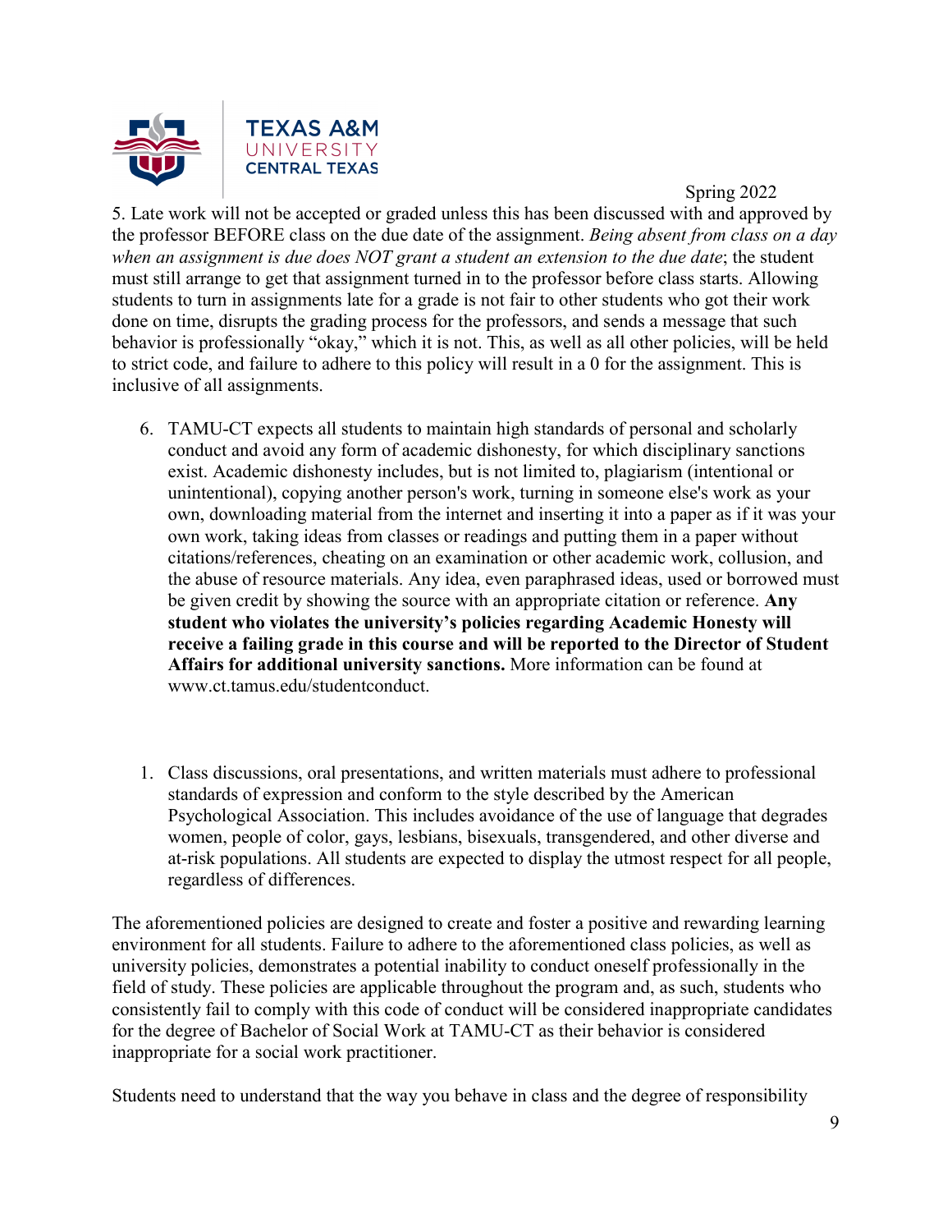5. Late work will not be accepted or graded unless this has been discussed with and approved by the professor BEFORE class on the due date of the assignment. *Being absent from class on a day when an assignment is due does NOT grant a student an extension to the due date*; the student must still arrange to get that assignment turned in to the professor before class starts. Allowing students to turn in assignments late for a grade is not fair to other students who got their work done on time, disrupts the grading process for the professors, and sends a message that such behavior is professionally "okay," which it is not. This, as well as all other policies, will be held to strict code, and failure to adhere to this policy will result in a 0 for the assignment. This is inclusive of all assignments.

6. TAMU-CT expects all students to maintain high standards of personal and scholarly conduct and avoid any form of academic dishonesty, for which disciplinary sanctions exist. Academic dishonesty includes, but is not limited to, plagiarism (intentional or unintentional), copying another person's work, turning in someone else's work as your own, downloading material from the internet and inserting it into a paper as if it was your own work, taking ideas from classes or readings and putting them in a paper without citations/references, cheating on an examination or other academic work, collusion, and the abuse of resource materials. Any idea, even paraphrased ideas, used or borrowed must be given credit by showing the source with an appropriate citation or reference. **Any student who violates the university's policies regarding Academic Honesty will receive a failing grade in this course and will be reported to the Director of Student Affairs for additional university sanctions.** More information can be found at www.ct.tamus.edu/studentconduct.

1. Class discussions, oral presentations, and written materials must adhere to professional standards of expression and conform to the style described by the American Psychological Association. This includes avoidance of the use of language that degrades women, people of color, gays, lesbians, bisexuals, transgendered, and other diverse and at-risk populations. All students are expected to display the utmost respect for all people, regardless of differences.

The aforementioned policies are designed to create and foster a positive and rewarding learning environment for all students. Failure to adhere to the aforementioned class policies, as well as university policies, demonstrates a potential inability to conduct oneself professionally in the field of study. These policies are applicable throughout the program and, as such, students who consistently fail to comply with this code of conduct will be considered inappropriate candidates for the degree of Bachelor of Social Work at TAMU-CT as their behavior is considered inappropriate for a social work practitioner.

Students need to understand that the way you behave in class and the degree of responsibility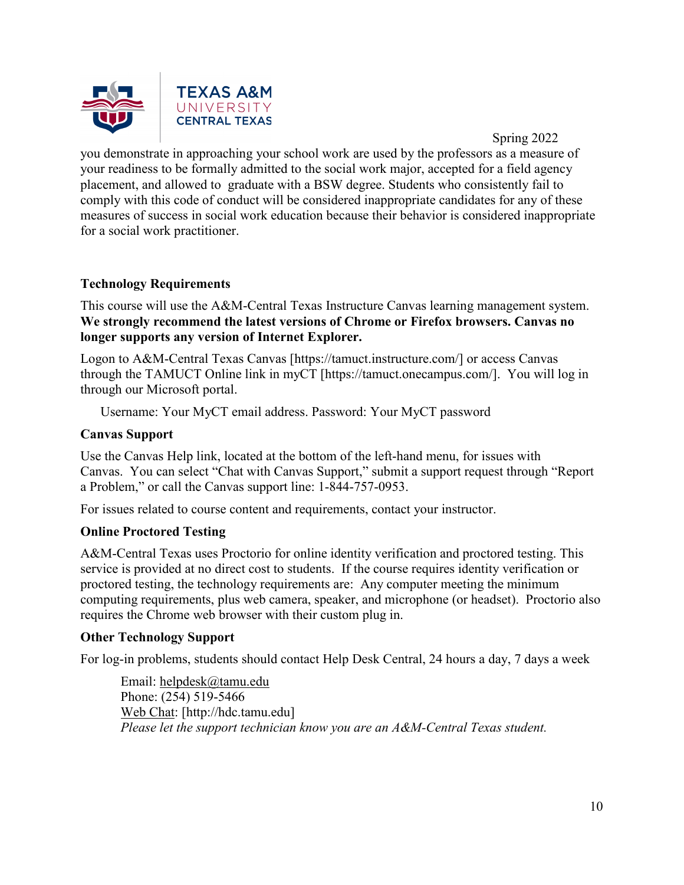you demonstrate in approaching your school work are used by the professors as a measure of your readiness to be formally admitted to the social work major, accepted for a field agency placement, and allowed to graduate with a BSW degree. Students who consistently fail to comply with this code of conduct will be considered inappropriate candidates for any of these measures of success in social work education because their behavior is considered inappropriate for a social work practitioner.

### Technology Requirements

This course will use the A&M-Central Texas Instructure Canvas learning management system. **We strongly recommend the latest versions of Chrome or Firefox browsers. Canvas no longer supports any version of Internet Explorer.**

Logon to A&M-Central Texas Canvas [https://tamuct.instructure.com/] or access Canvas through the TAMUCT Online link in myCT [https://tamuct.onecampus.com/]. You will log in through our Microsoft portal.

Username: Your MyCT email address. Password: Your MyCT password

### Canvas Support

Use the Canvas Help link, located at the bottom of the left-hand menu, for issues with Canvas. You can select "Chat with Canvas Support," submit a support request through "Report a Problem," or call the Canvas support line: 1-844-757-0953.

For issues related to course content and requirements, contact your instructor.

### Online Proctored Testing

A&M-Central Texas uses Proctorio for online identity verification and proctored testing. This service is provided at no direct cost to students. If the course requires identity verification or proctored testing, the technology requirements are: Any computer meeting the minimum computing requirements, plus web camera, speaker, and microphone (or headset). Proctorio also requires the Chrome web browser with their custom plug in.

### Other Technology Support

For log-in problems, students should contact Help Desk Central, 24 hours a day, 7 days a week

Email: helpdesk@tamu.edu
Phone: (254) 519-5466
Web Chat: [http://hdc.tamu.edu]
*Please let the support technician know you are an A&M-Central Texas student.*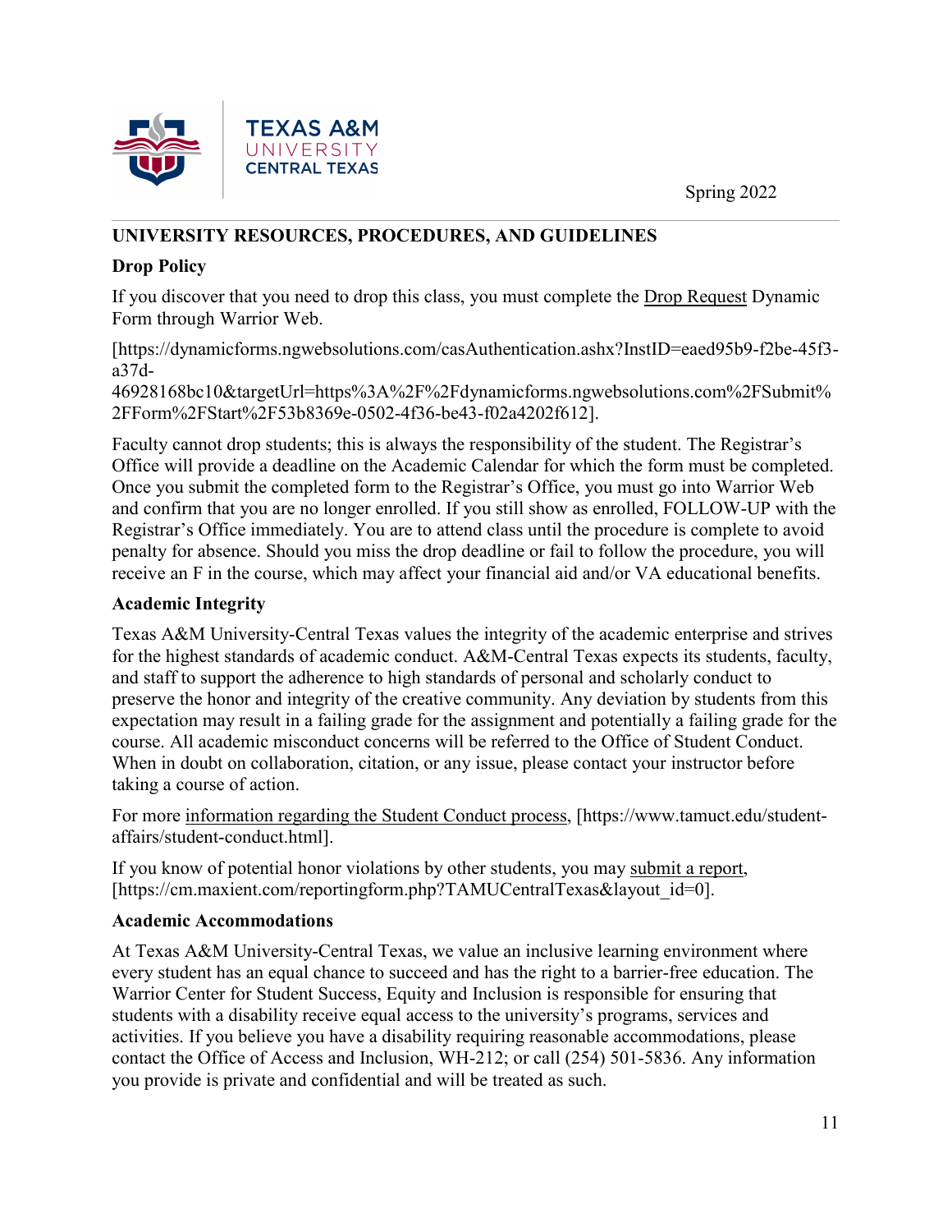## UNIVERSITY RESOURCES, PROCEDURES, AND GUIDELINES

### Drop Policy

If you discover that you need to drop this class, you must complete the Drop Request Dynamic Form through Warrior Web.

[https://dynamicforms.ngwebsolutions.com/casAuthentication.ashx?InstID=eaed95b9-f2be-45f3-a37d-46928168bc10&targetUrl=https%3A%2F%2Fdynamicforms.ngwebsolutions.com%2FSubmit%2FForm%2FStart%2F53b8369e-0502-4f36-be43-f02a4202f612].

Faculty cannot drop students; this is always the responsibility of the student. The Registrar's Office will provide a deadline on the Academic Calendar for which the form must be completed. Once you submit the completed form to the Registrar's Office, you must go into Warrior Web and confirm that you are no longer enrolled. If you still show as enrolled, FOLLOW-UP with the Registrar's Office immediately. You are to attend class until the procedure is complete to avoid penalty for absence. Should you miss the drop deadline or fail to follow the procedure, you will receive an F in the course, which may affect your financial aid and/or VA educational benefits.

### Academic Integrity

Texas A&M University-Central Texas values the integrity of the academic enterprise and strives for the highest standards of academic conduct. A&M-Central Texas expects its students, faculty, and staff to support the adherence to high standards of personal and scholarly conduct to preserve the honor and integrity of the creative community. Any deviation by students from this expectation may result in a failing grade for the assignment and potentially a failing grade for the course. All academic misconduct concerns will be referred to the Office of Student Conduct. When in doubt on collaboration, citation, or any issue, please contact your instructor before taking a course of action.

For more information regarding the Student Conduct process, [https://www.tamuct.edu/student-affairs/student-conduct.html].

If you know of potential honor violations by other students, you may submit a report, [https://cm.maxient.com/reportingform.php?TAMUCentralTexas&layout_id=0].

### Academic Accommodations

At Texas A&M University-Central Texas, we value an inclusive learning environment where every student has an equal chance to succeed and has the right to a barrier-free education. The Warrior Center for Student Success, Equity and Inclusion is responsible for ensuring that students with a disability receive equal access to the university's programs, services and activities. If you believe you have a disability requiring reasonable accommodations, please contact the Office of Access and Inclusion, WH-212; or call (254) 501-5836. Any information you provide is private and confidential and will be treated as such.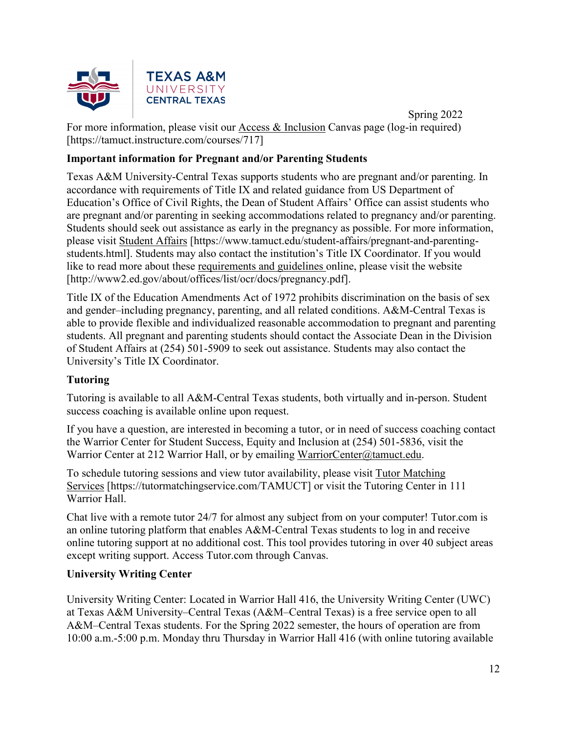For more information, please visit our Access & Inclusion Canvas page (log-in required) [https://tamuct.instructure.com/courses/717]

**Important information for Pregnant and/or Parenting Students**

Texas A&M University-Central Texas supports students who are pregnant and/or parenting. In accordance with requirements of Title IX and related guidance from US Department of Education's Office of Civil Rights, the Dean of Student Affairs' Office can assist students who are pregnant and/or parenting in seeking accommodations related to pregnancy and/or parenting. Students should seek out assistance as early in the pregnancy as possible. For more information, please visit Student Affairs [https://www.tamuct.edu/student-affairs/pregnant-and-parenting-students.html]. Students may also contact the institution's Title IX Coordinator. If you would like to read more about these requirements and guidelines online, please visit the website [http://www2.ed.gov/about/offices/list/ocr/docs/pregnancy.pdf].

Title IX of the Education Amendments Act of 1972 prohibits discrimination on the basis of sex and gender–including pregnancy, parenting, and all related conditions. A&M-Central Texas is able to provide flexible and individualized reasonable accommodation to pregnant and parenting students. All pregnant and parenting students should contact the Associate Dean in the Division of Student Affairs at (254) 501-5909 to seek out assistance. Students may also contact the University's Title IX Coordinator.

**Tutoring**

Tutoring is available to all A&M-Central Texas students, both virtually and in-person. Student success coaching is available online upon request.

If you have a question, are interested in becoming a tutor, or in need of success coaching contact the Warrior Center for Student Success, Equity and Inclusion at (254) 501-5836, visit the Warrior Center at 212 Warrior Hall, or by emailing WarriorCenter@tamuct.edu.

To schedule tutoring sessions and view tutor availability, please visit Tutor Matching Services [https://tutormatchingservice.com/TAMUCT] or visit the Tutoring Center in 111 Warrior Hall.

Chat live with a remote tutor 24/7 for almost any subject from on your computer! Tutor.com is an online tutoring platform that enables A&M-Central Texas students to log in and receive online tutoring support at no additional cost. This tool provides tutoring in over 40 subject areas except writing support. Access Tutor.com through Canvas.

**University Writing Center**

University Writing Center: Located in Warrior Hall 416, the University Writing Center (UWC) at Texas A&M University–Central Texas (A&M–Central Texas) is a free service open to all A&M–Central Texas students. For the Spring 2022 semester, the hours of operation are from 10:00 a.m.-5:00 p.m. Monday thru Thursday in Warrior Hall 416 (with online tutoring available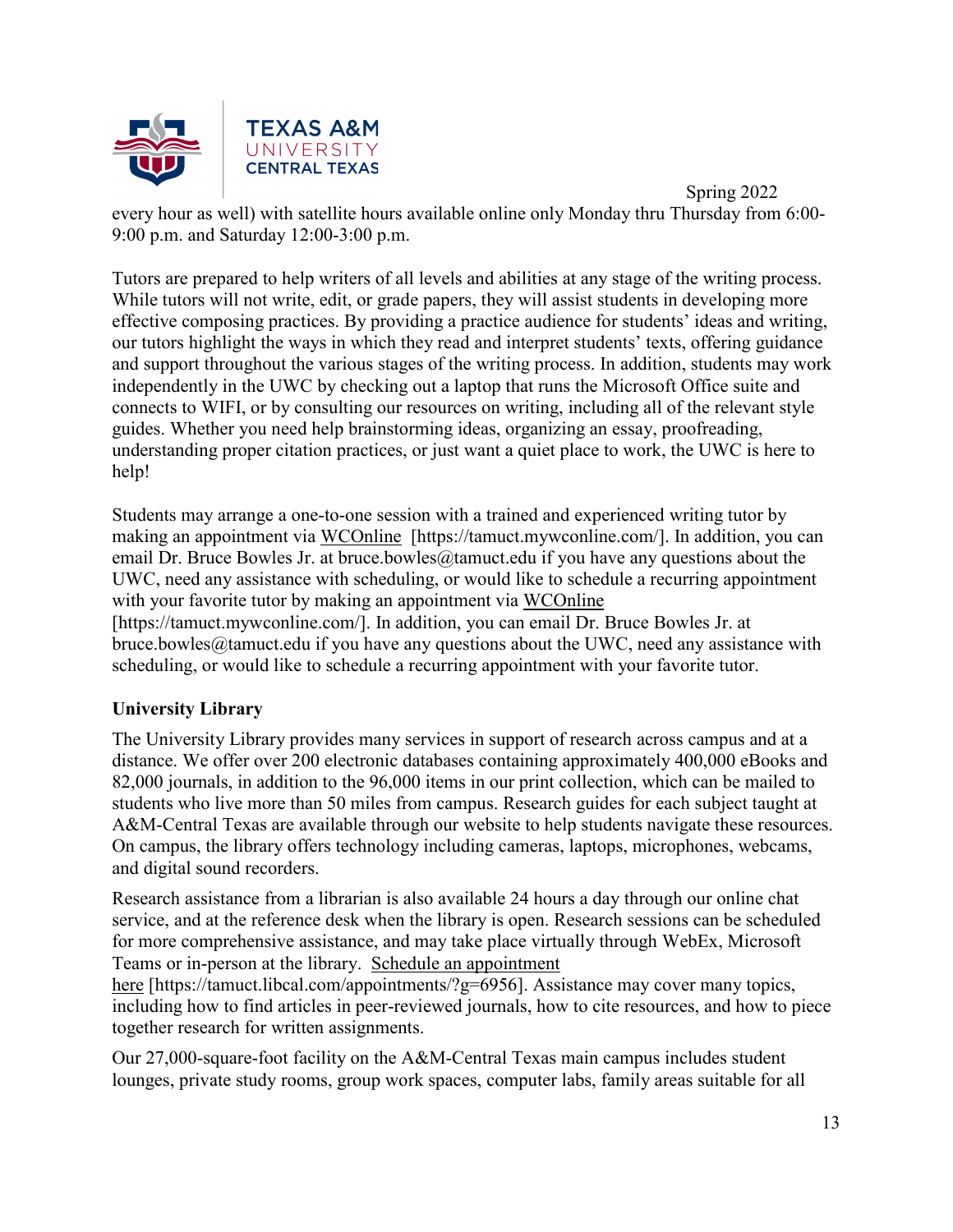every hour as well) with satellite hours available online only Monday thru Thursday from 6:00-9:00 p.m. and Saturday 12:00-3:00 p.m.

Tutors are prepared to help writers of all levels and abilities at any stage of the writing process. While tutors will not write, edit, or grade papers, they will assist students in developing more effective composing practices. By providing a practice audience for students' ideas and writing, our tutors highlight the ways in which they read and interpret students' texts, offering guidance and support throughout the various stages of the writing process. In addition, students may work independently in the UWC by checking out a laptop that runs the Microsoft Office suite and connects to WIFI, or by consulting our resources on writing, including all of the relevant style guides. Whether you need help brainstorming ideas, organizing an essay, proofreading, understanding proper citation practices, or just want a quiet place to work, the UWC is here to help!

Students may arrange a one-to-one session with a trained and experienced writing tutor by making an appointment via WCOnline [https://tamuct.mywconline.com/]. In addition, you can email Dr. Bruce Bowles Jr. at bruce.bowles@tamuct.edu if you have any questions about the UWC, need any assistance with scheduling, or would like to schedule a recurring appointment with your favorite tutor by making an appointment via WCOnline [https://tamuct.mywconline.com/]. In addition, you can email Dr. Bruce Bowles Jr. at bruce.bowles@tamuct.edu if you have any questions about the UWC, need any assistance with scheduling, or would like to schedule a recurring appointment with your favorite tutor.

**University Library**

The University Library provides many services in support of research across campus and at a distance. We offer over 200 electronic databases containing approximately 400,000 eBooks and 82,000 journals, in addition to the 96,000 items in our print collection, which can be mailed to students who live more than 50 miles from campus. Research guides for each subject taught at A&M-Central Texas are available through our website to help students navigate these resources. On campus, the library offers technology including cameras, laptops, microphones, webcams, and digital sound recorders.

Research assistance from a librarian is also available 24 hours a day through our online chat service, and at the reference desk when the library is open. Research sessions can be scheduled for more comprehensive assistance, and may take place virtually through WebEx, Microsoft Teams or in-person at the library. Schedule an appointment here [https://tamuct.libcal.com/appointments/?g=6956]. Assistance may cover many topics, including how to find articles in peer-reviewed journals, how to cite resources, and how to piece together research for written assignments.

Our 27,000-square-foot facility on the A&M-Central Texas main campus includes student lounges, private study rooms, group work spaces, computer labs, family areas suitable for all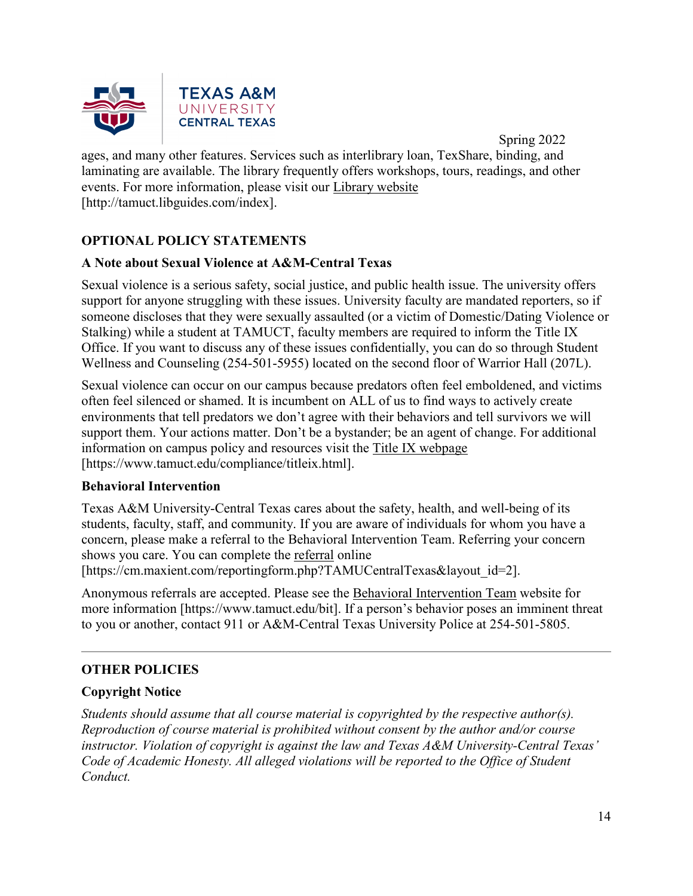ages, and many other features. Services such as interlibrary loan, TexShare, binding, and laminating are available. The library frequently offers workshops, tours, readings, and other events. For more information, please visit our Library website [http://tamuct.libguides.com/index].

## OPTIONAL POLICY STATEMENTS

### A Note about Sexual Violence at A&M-Central Texas

Sexual violence is a serious safety, social justice, and public health issue. The university offers support for anyone struggling with these issues. University faculty are mandated reporters, so if someone discloses that they were sexually assaulted (or a victim of Domestic/Dating Violence or Stalking) while a student at TAMUCT, faculty members are required to inform the Title IX Office. If you want to discuss any of these issues confidentially, you can do so through Student Wellness and Counseling (254-501-5955) located on the second floor of Warrior Hall (207L).

Sexual violence can occur on our campus because predators often feel emboldened, and victims often feel silenced or shamed. It is incumbent on ALL of us to find ways to actively create environments that tell predators we don't agree with their behaviors and tell survivors we will support them. Your actions matter. Don't be a bystander; be an agent of change. For additional information on campus policy and resources visit the Title IX webpage [https://www.tamuct.edu/compliance/titleix.html].

### Behavioral Intervention

Texas A&M University-Central Texas cares about the safety, health, and well-being of its students, faculty, staff, and community. If you are aware of individuals for whom you have a concern, please make a referral to the Behavioral Intervention Team. Referring your concern shows you care. You can complete the referral online [https://cm.maxient.com/reportingform.php?TAMUCentralTexas&layout_id=2].

Anonymous referrals are accepted. Please see the Behavioral Intervention Team website for more information [https://www.tamuct.edu/bit]. If a person's behavior poses an imminent threat to you or another, contact 911 or A&M-Central Texas University Police at 254-501-5805.

---

## OTHER POLICIES

### Copyright Notice

*Students should assume that all course material is copyrighted by the respective author(s). Reproduction of course material is prohibited without consent by the author and/or course instructor. Violation of copyright is against the law and Texas A&M University-Central Texas' Code of Academic Honesty. All alleged violations will be reported to the Office of Student Conduct.*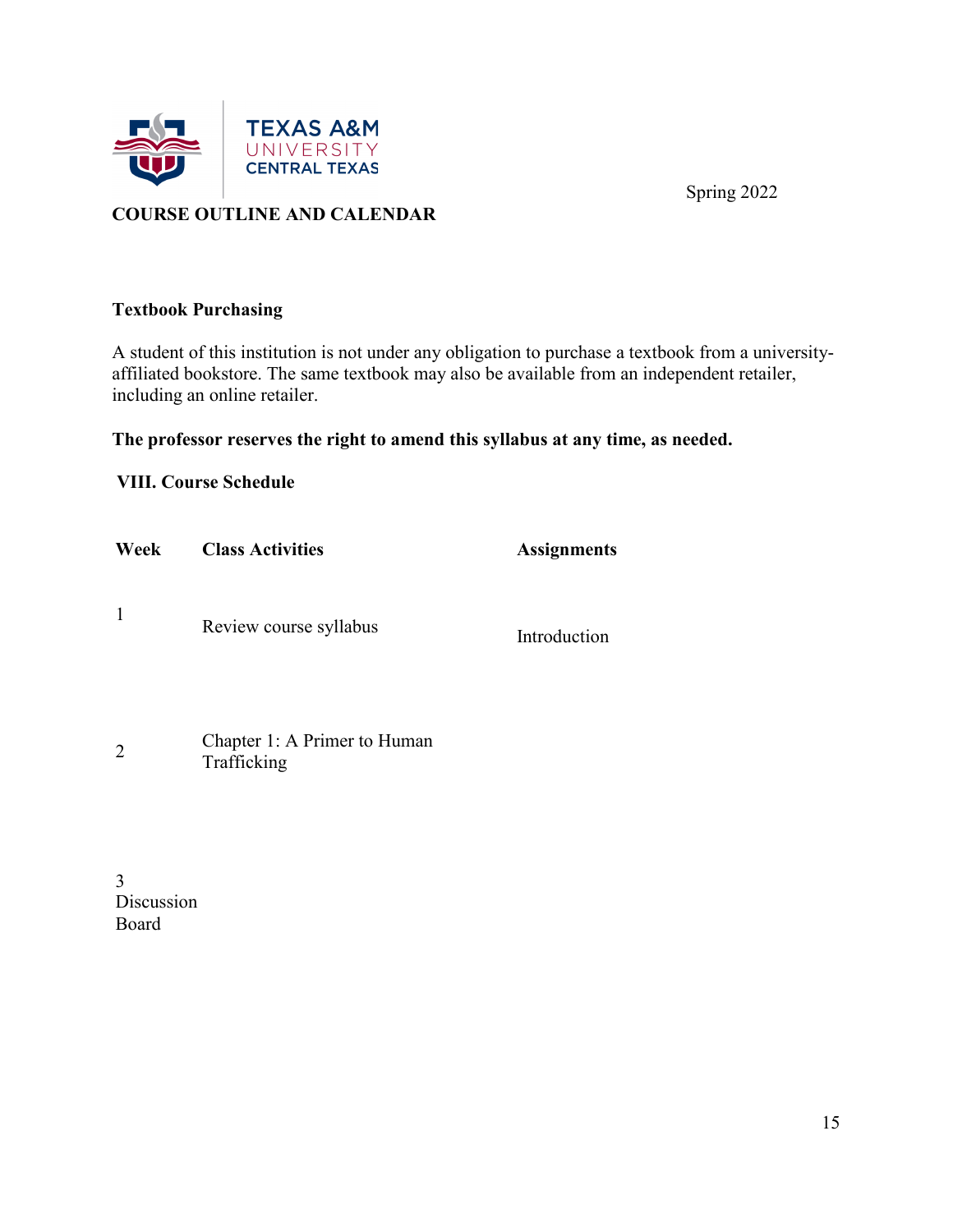**TEXAS A&M UNIVERSITY CENTRAL TEXAS**

Spring 2022

**COURSE OUTLINE AND CALENDAR**

**Textbook Purchasing**

A student of this institution is not under any obligation to purchase a textbook from a university-affiliated bookstore. The same textbook may also be available from an independent retailer, including an online retailer.

**The professor reserves the right to amend this syllabus at any time, as needed.**

**VIII. Course Schedule**

| Week | Class Activities | Assignments |
|---|---|---|
| 1 | Review course syllabus | Introduction |
| 2 | Chapter 1: A Primer to Human Trafficking | |
| 3 Discussion Board | | |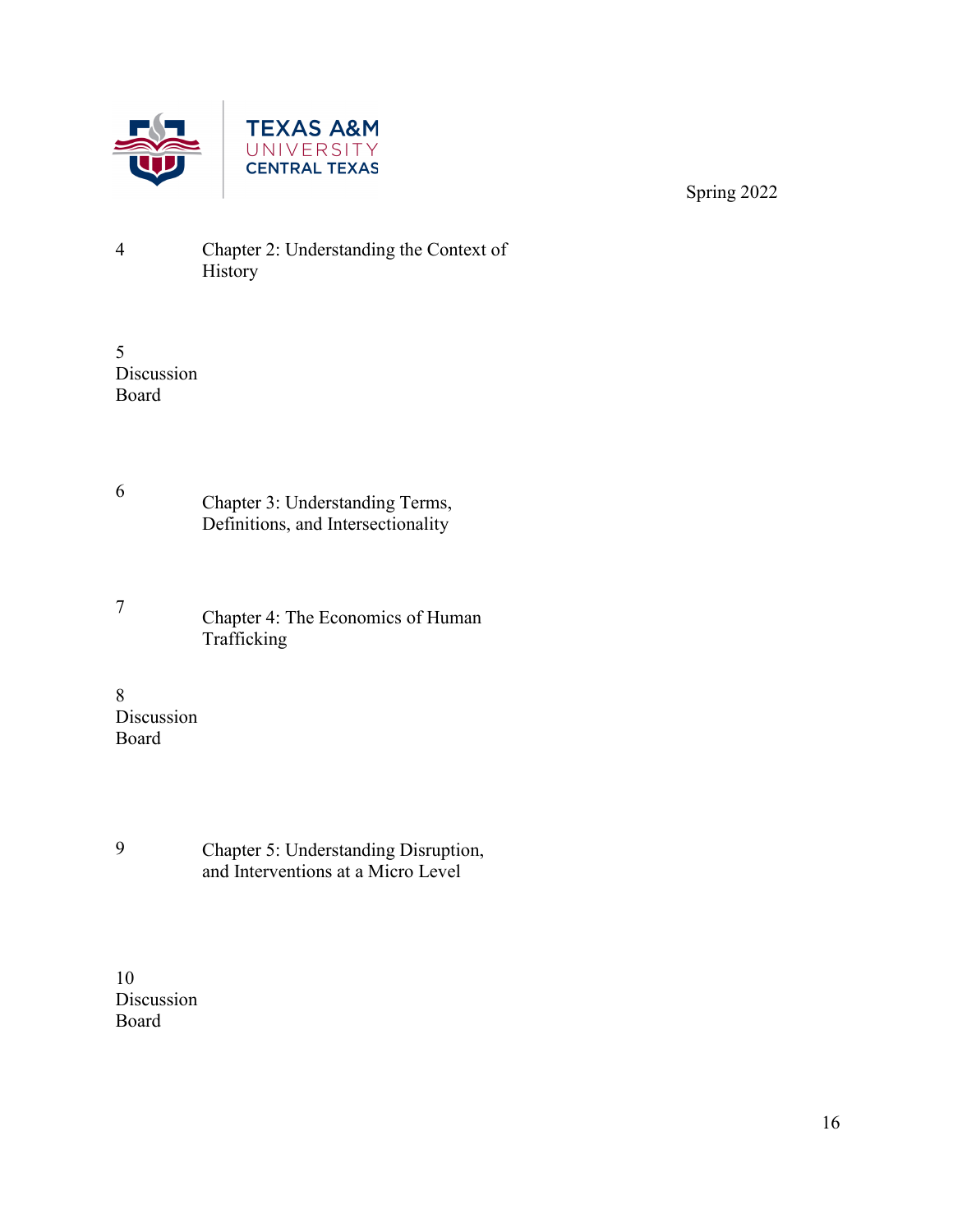| Week | Topic |
| --- | --- |
| 4 | Chapter 2: Understanding the Context of History |
| 5 Discussion Board | |
| 6 | Chapter 3: Understanding Terms, Definitions, and Intersectionality |
| 7 | Chapter 4: The Economics of Human Trafficking |
| 8 Discussion Board | |
| 9 | Chapter 5: Understanding Disruption, and Interventions at a Micro Level |
| 10 Discussion Board | |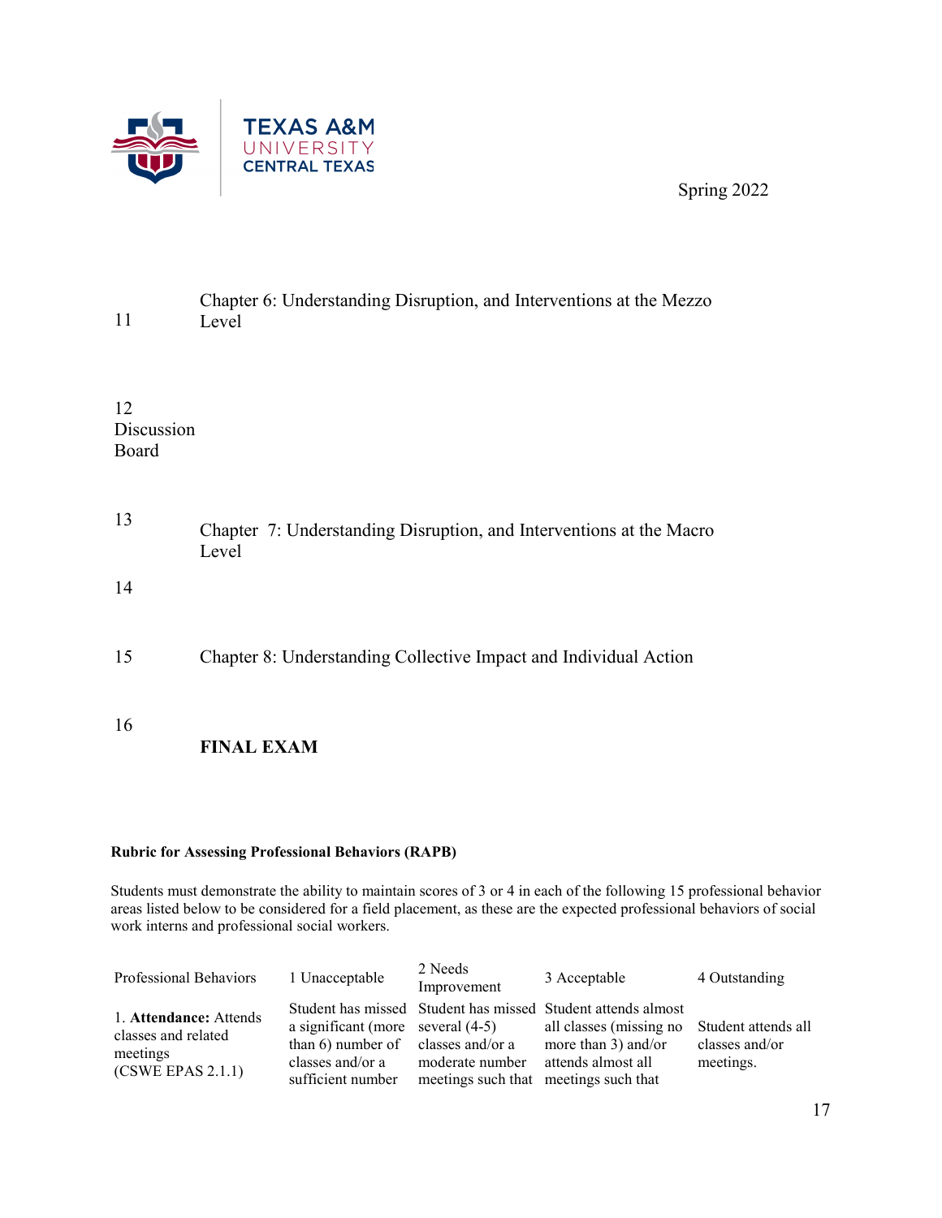| | |
|---|---|
| 11 | Chapter 6: Understanding Disruption, and Interventions at the Mezzo Level |
| 12 Discussion Board | |
| 13 | Chapter 7: Understanding Disruption, and Interventions at the Macro Level |
| 14 | |
| 15 | Chapter 8: Understanding Collective Impact and Individual Action |
| 16 | **FINAL EXAM** |

**Rubric for Assessing Professional Behaviors (RAPB)**

Students must demonstrate the ability to maintain scores of 3 or 4 in each of the following 15 professional behavior areas listed below to be considered for a field placement, as these are the expected professional behaviors of social work interns and professional social workers.

| Professional Behaviors | 1 Unacceptable | 2 Needs Improvement | 3 Acceptable | 4 Outstanding |
|---|---|---|---|---|
| 1. **Attendance:** Attends classes and related meetings (CSWE EPAS 2.1.1) | Student has missed a significant (more than 6) number of classes and/or a sufficient number | Student has missed several (4-5) classes and/or a moderate number meetings such that | Student attends almost all classes (missing no more than 3) and/or attends almost all meetings such that | Student attends all classes and/or meetings. |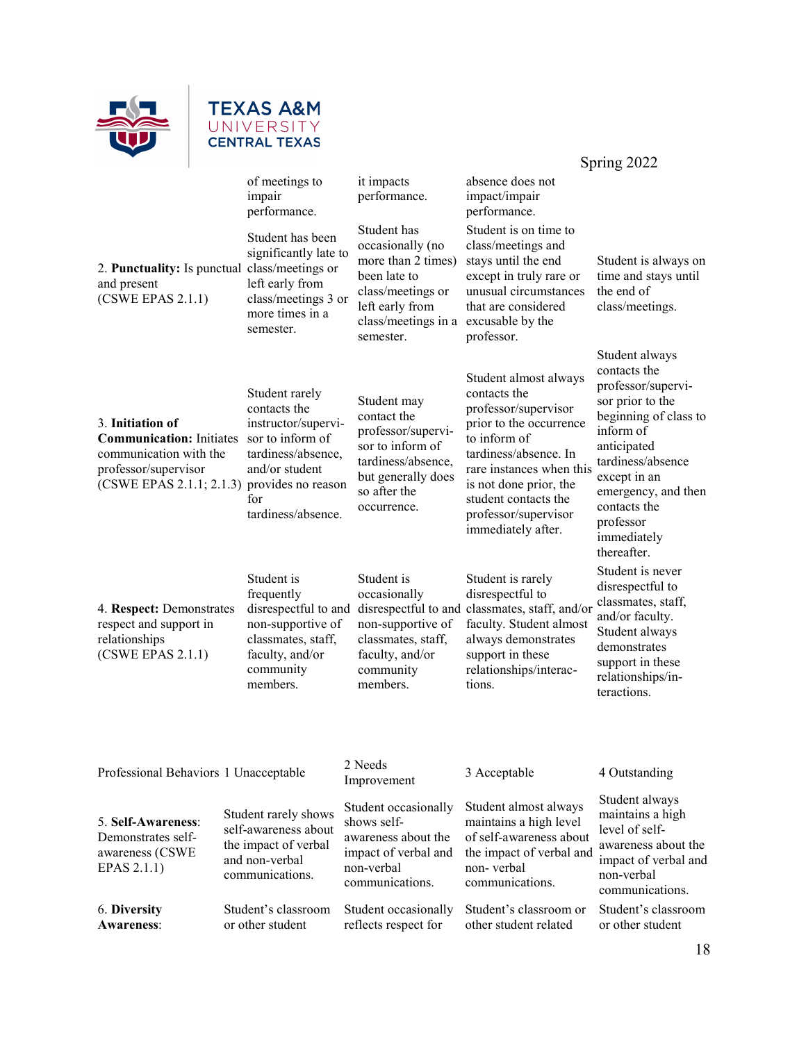| | of meetings to impair performance. | it impacts performance. | absence does not impact/impair performance. | |
|---|---|---|---|---|
| 2. **Punctuality:** Is punctual and present (CSWE EPAS 2.1.1) | Student has been significantly late to class/meetings or left early from class/meetings 3 or more times in a semester. | Student has occasionally (no more than 2 times) been late to class/meetings or left early from class/meetings in a semester. | Student is on time to class/meetings and stays until the end except in truly rare or unusual circumstances that are considered excusable by the professor. | Student is always on time and stays until the end of class/meetings. |
| 3. **Initiation of Communication:** Initiates communication with the professor/supervisor (CSWE EPAS 2.1.1; 2.1.3) | Student rarely contacts the instructor/supervisor to inform of tardiness/absence, and/or student provides no reason for tardiness/absence. | Student may contact the professor/supervisor to inform of tardiness/absence, but generally does so after the occurrence. | Student almost always contacts the professor/supervisor prior to the occurrence to inform of tardiness/absence. In rare instances when this is not done prior, the student contacts the professor/supervisor immediately after. | Student always contacts the professor/supervisor prior to the beginning of class to inform of anticipated tardiness/absence except in an emergency, and then contacts the professor immediately thereafter. |
| 4. **Respect:** Demonstrates respect and support in relationships (CSWE EPAS 2.1.1) | Student is frequently disrespectful to and non-supportive of classmates, staff, faculty, and/or community members. | Student is occasionally disrespectful to and non-supportive of classmates, staff, faculty, and/or community members. | Student is rarely disrespectful to classmates, staff, and/or faculty. Student almost always demonstrates support in these relationships/interactions. | Student is never disrespectful to classmates, staff, and/or faculty. Student always demonstrates support in these relationships/interactions. |

| Professional Behaviors | 1 Unacceptable | 2 Needs Improvement | 3 Acceptable | 4 Outstanding |
|---|---|---|---|---|
| 5. **Self-Awareness**: Demonstrates self-awareness (CSWE EPAS 2.1.1) | Student rarely shows self-awareness about the impact of verbal and non-verbal communications. | Student occasionally shows self-awareness about the impact of verbal and non-verbal communications. | Student almost always maintains a high level of self-awareness about the impact of verbal and non- verbal communications. | Student always maintains a high level of self-awareness about the impact of verbal and non-verbal communications. |
| 6. **Diversity Awareness**: | Student's classroom or other student | Student occasionally reflects respect for | Student's classroom or other student related | Student's classroom or other student |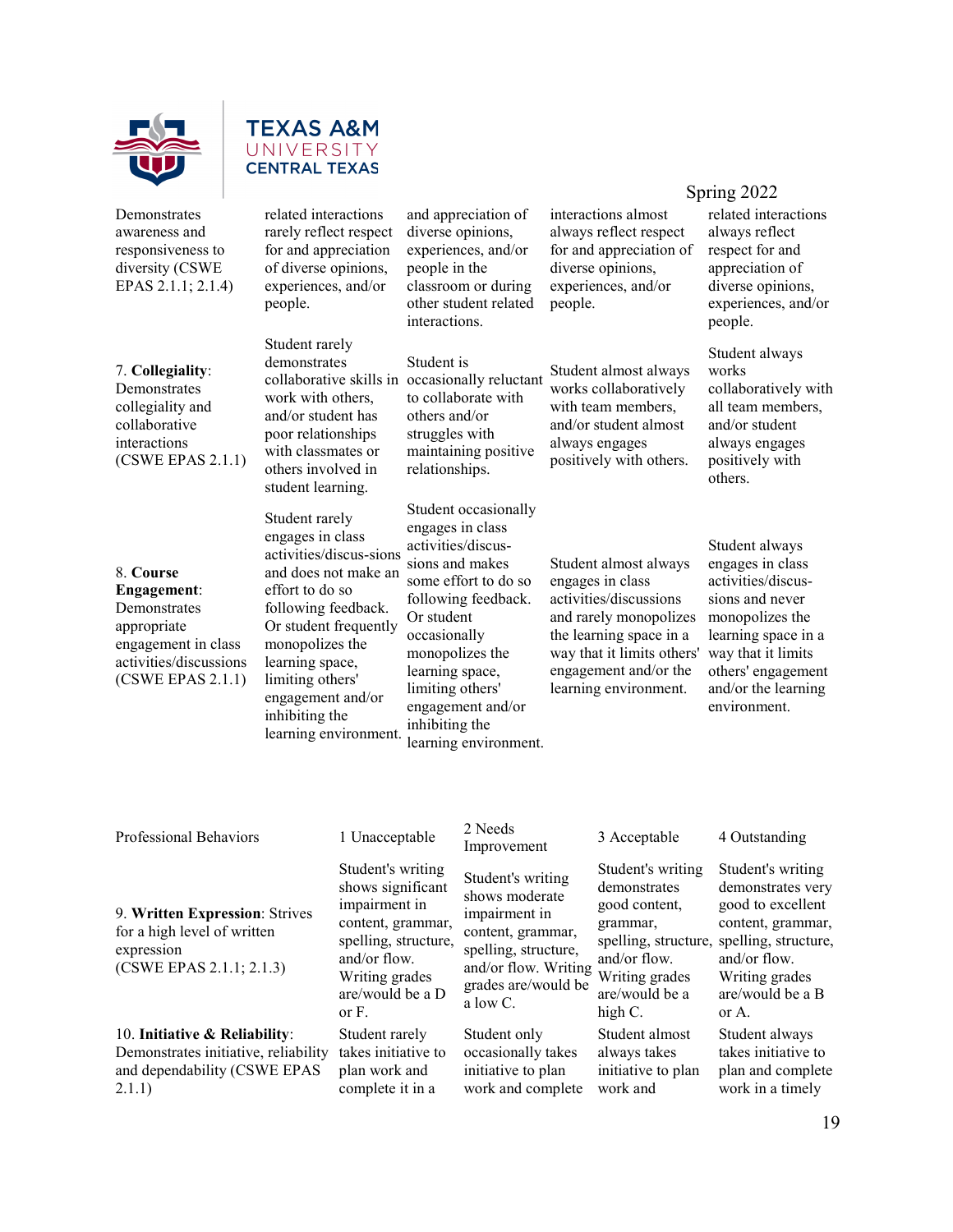| | | | | |
|---|---|---|---|---|
| Demonstrates awareness and responsiveness to diversity (CSWE EPAS 2.1.1; 2.1.4) | related interactions rarely reflect respect for and appreciation of diverse opinions, experiences, and/or people. | and appreciation of diverse opinions, experiences, and/or people in the classroom or during other student related interactions. | interactions almost always reflect respect for and appreciation of diverse opinions, experiences, and/or people. | related interactions always reflect respect for and appreciation of diverse opinions, experiences, and/or people. |
| 7. **Collegiality**: Demonstrates collegiality and collaborative interactions (CSWE EPAS 2.1.1) | Student rarely demonstrates collaborative skills in work with others, and/or student has poor relationships with classmates or others involved in student learning. | Student is occasionally reluctant to collaborate with others and/or struggles with maintaining positive relationships. | Student almost always works collaboratively with team members, and/or student almost always engages positively with others. | Student always works collaboratively with all team members, and/or student always engages positively with others. |
| 8. **Course Engagement**: Demonstrates appropriate engagement in class activities/discussions (CSWE EPAS 2.1.1) | Student rarely engages in class activities/discus-sions and does not make an effort to do so following feedback. Or student frequently monopolizes the learning space, limiting others' engagement and/or inhibiting the learning environment. | Student occasionally engages in class activities/discus-sions and makes some effort to do so following feedback. Or student occasionally monopolizes the learning space, limiting others' engagement and/or inhibiting the learning environment. | Student almost always engages in class activities/discussions and rarely monopolizes the learning space in a way that limits others' engagement and/or the learning environment. | Student always engages in class activities/discus-sions and never monopolizes the learning space in a way that limits others' engagement and/or the learning environment. |

| Professional Behaviors | 1 Unacceptable | 2 Needs Improvement | 3 Acceptable | 4 Outstanding |
|---|---|---|---|---|
| 9. **Written Expression**: Strives for a high level of written expression (CSWE EPAS 2.1.1; 2.1.3) | Student's writing shows significant impairment in content, grammar, spelling, structure, and/or flow. Writing grades are/would be a D or F. | Student's writing shows moderate impairment in content, grammar, spelling, structure, and/or flow. Writing grades are/would be a low C. | Student's writing demonstrates good content, grammar, spelling, structure, and/or flow. Writing grades are/would be a high C. | Student's writing demonstrates very good to excellent content, grammar, spelling, structure, and/or flow. Writing grades are/would be a B or A. |
| 10. **Initiative & Reliability**: Demonstrates initiative, reliability and dependability (CSWE EPAS 2.1.1) | Student rarely takes initiative to plan work and complete it in a | Student only occasionally takes initiative to plan work and complete | Student almost always takes initiative to plan work and | Student always takes initiative to plan and complete work in a timely |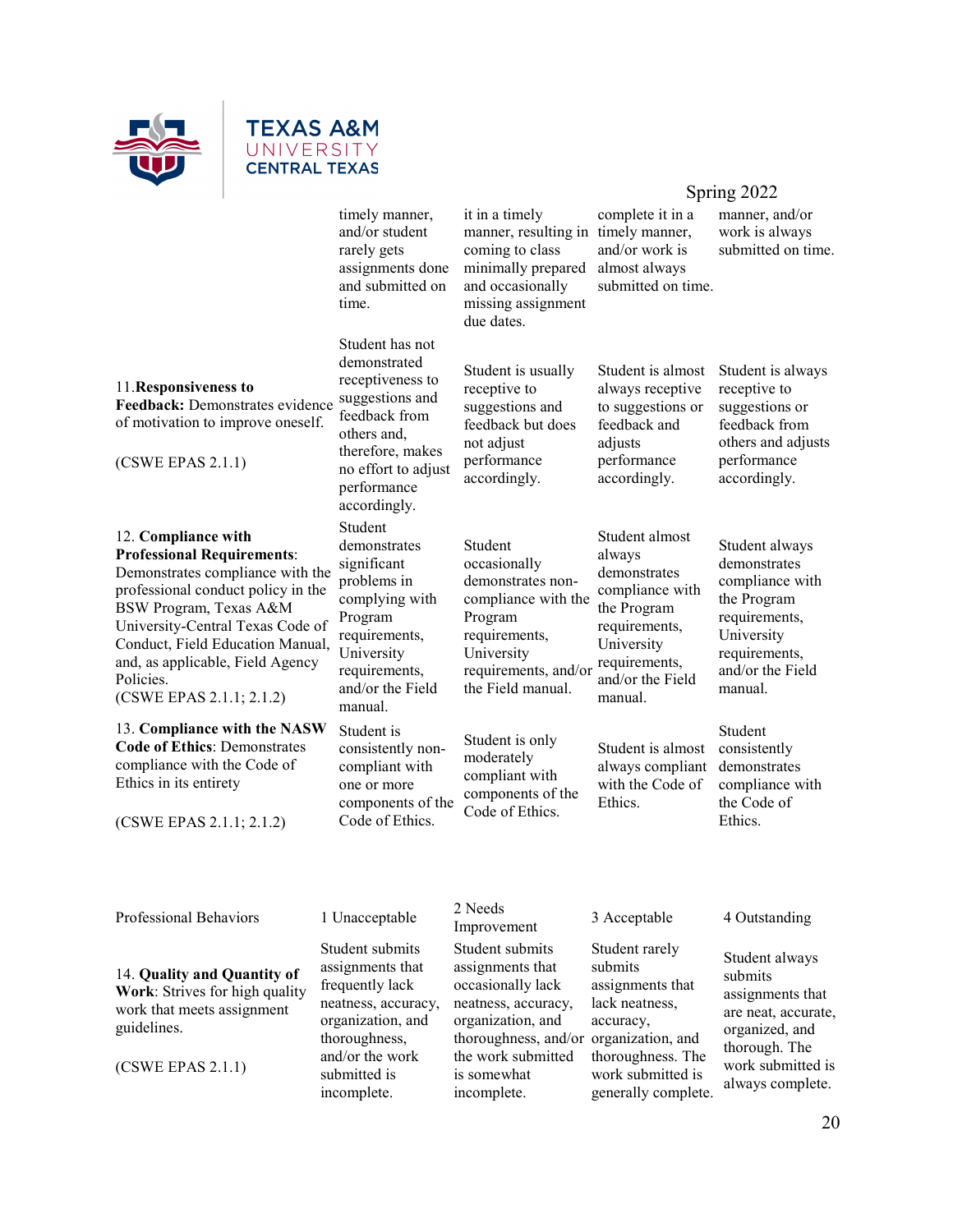Spring 2022

| | | | | |
|---|---|---|---|---|
| | timely manner, and/or student rarely gets assignments done and submitted on time. | it in a timely manner, resulting in coming to class minimally prepared and occasionally missing assignment due dates. | complete it in a timely manner, and/or work is almost always submitted on time. | manner, and/or work is always submitted on time. |
| 11.**Responsiveness to Feedback:** Demonstrates evidence of motivation to improve oneself.<br><br>(CSWE EPAS 2.1.1) | Student has not demonstrated receptiveness to suggestions and feedback from others and, therefore, makes no effort to adjust performance accordingly. | Student is usually receptive to suggestions and feedback but does not adjust performance accordingly. | Student is almost always receptive to suggestions or feedback and adjusts performance accordingly. | Student is always receptive to suggestions or feedback from others and adjusts performance accordingly. |
| 12. **Compliance with Professional Requirements**: Demonstrates compliance with the professional conduct policy in the BSW Program, Texas A&M University-Central Texas Code of Conduct, Field Education Manual, and, as applicable, Field Agency Policies.<br>(CSWE EPAS 2.1.1; 2.1.2) | Student demonstrates significant problems in complying with Program requirements, University requirements, and/or the Field manual. | Student occasionally demonstrates non-compliance with the Program requirements, University requirements, and/or the Field manual. | Student almost always demonstrates compliance with the Program requirements, University requirements, and/or the Field manual. | Student always demonstrates compliance with the Program requirements, University requirements, and/or the Field manual. |
| 13. **Compliance with the NASW Code of Ethics**: Demonstrates compliance with the Code of Ethics in its entirety<br><br>(CSWE EPAS 2.1.1; 2.1.2) | Student is consistently non-compliant with one or more components of the Code of Ethics. | Student is only moderately compliant with components of the Code of Ethics. | Student is almost always compliant with the Code of Ethics. | Student consistently demonstrates compliance with the Code of Ethics. |

| Professional Behaviors | 1 Unacceptable | 2 Needs Improvement | 3 Acceptable | 4 Outstanding |
|---|---|---|---|---|
| 14. **Quality and Quantity of Work**: Strives for high quality work that meets assignment guidelines.<br><br>(CSWE EPAS 2.1.1) | Student submits assignments that frequently lack neatness, accuracy, organization, and thoroughness, and/or the work submitted is incomplete. | Student submits assignments that occasionally lack neatness, accuracy, organization, and thoroughness, and/or the work submitted is somewhat incomplete. | Student rarely submits assignments that lack neatness, accuracy, organization, and thoroughness. The work submitted is generally complete. | Student always submits assignments that are neat, accurate, organized, and thorough. The work submitted is always complete. |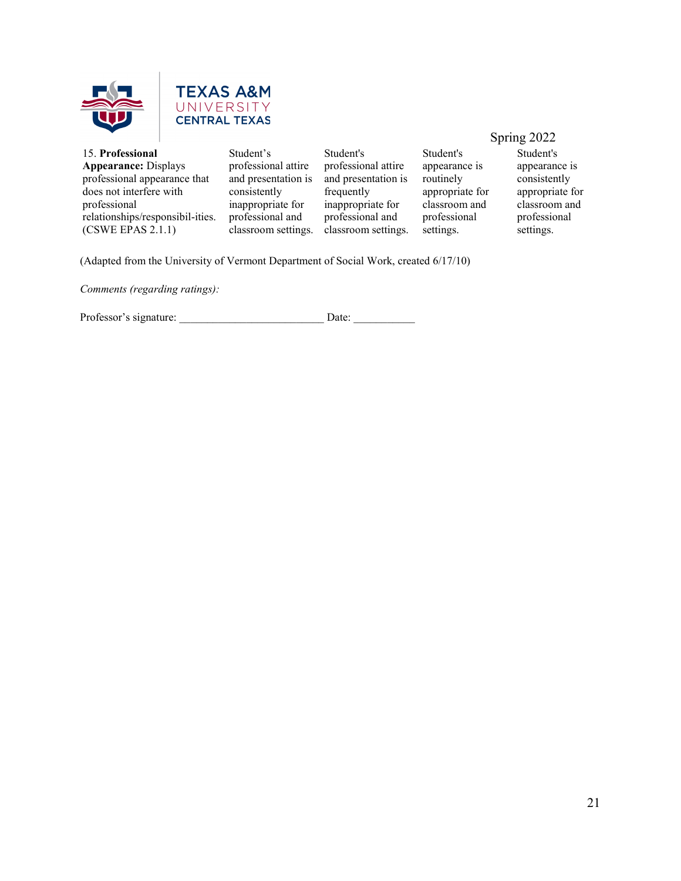| | | | | |
|---|---|---|---|---|
| 15. **Professional Appearance:** Displays professional appearance that does not interfere with professional relationships/responsibil-ities. (CSWE EPAS 2.1.1) | Student's professional attire and presentation is consistently inappropriate for professional and classroom settings. | Student's professional attire and presentation is frequently inappropriate for professional and classroom settings. | Student's appearance is routinely appropriate for classroom and professional settings. | Student's appearance is consistently appropriate for classroom and professional settings. |

(Adapted from the University of Vermont Department of Social Work, created 6/17/10)

*Comments (regarding ratings):*

Professor's signature: _________________________ Date: ___________